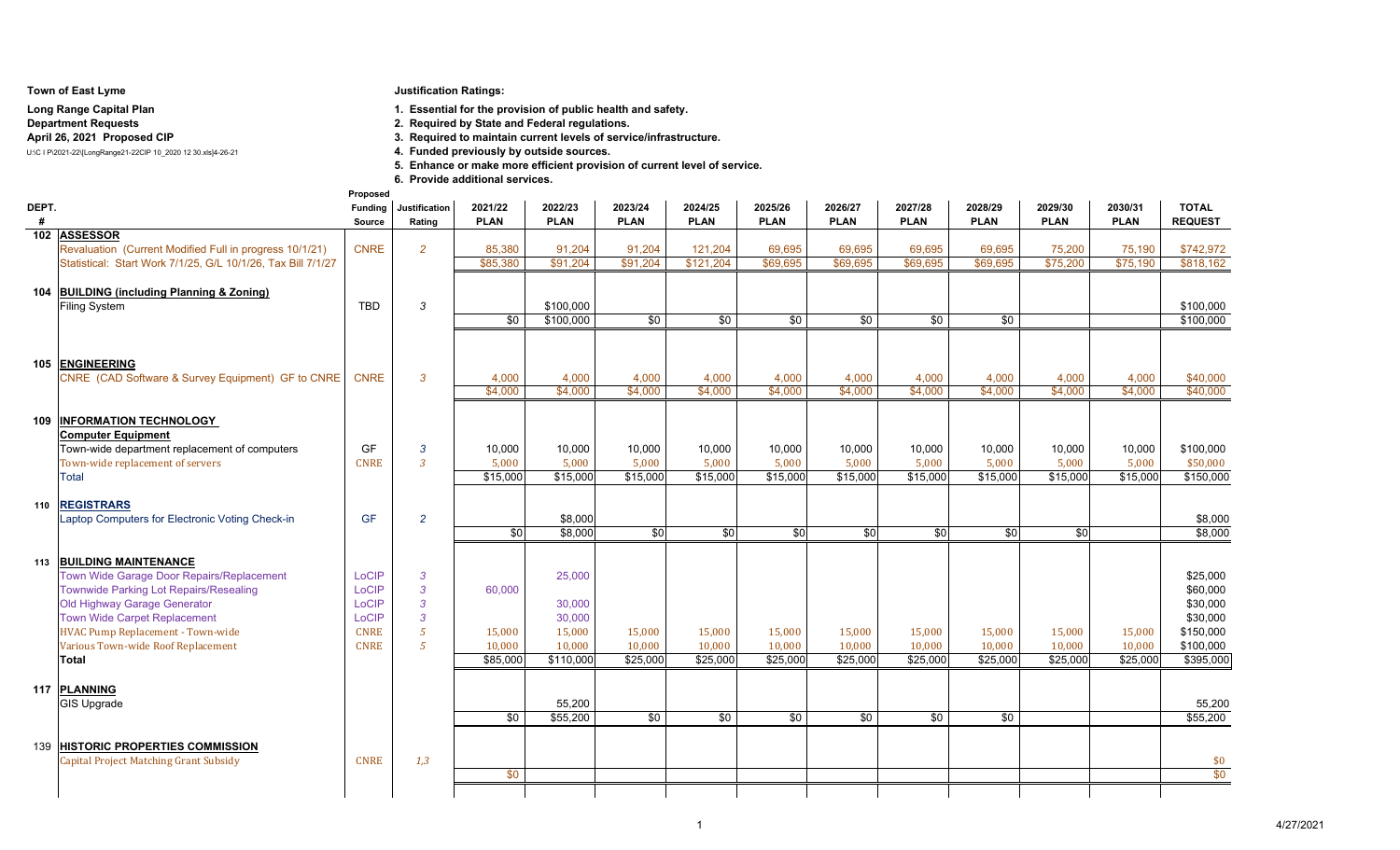**Town of East Lyme**

**Long Range Capital Plan**

**Department Requests**

**April 26, 2021 Proposed CIP**

U:\C I P\2021-22\[LongRange21-22CIP 10_2020 12 30.xls]4-26-21

**Justification Ratings:**

1. Essential for the provision of public health and safety.
2. Required by State and Federal regulations.
3. Required to maintain current levels of service/infrastructure.
4. Funded previously by outside sources.
5. Enhance or make more efficient provision of current level of service.
6. Provide additional services.

| DEPT. # | | Proposed Funding Source | Justification Rating | 2021/22 PLAN | 2022/23 PLAN | 2023/24 PLAN | 2024/25 PLAN | 2025/26 PLAN | 2026/27 PLAN | 2027/28 PLAN | 2028/29 PLAN | 2029/30 PLAN | 2030/31 PLAN | TOTAL REQUEST |
|---|---|---|---|---|---|---|---|---|---|---|---|---|---|---|
| 102 | **ASSESSOR** | | | | | | | | | | | | | |
| | Revaluation (Current Modified Full in progress 10/1/21) | CNRE | 2 | 85,380 | 91,204 | 91,204 | 121,204 | 69,695 | 69,695 | 69,695 | 69,695 | 75,200 | 75,190 | $742,972 |
| | Statistical: Start Work 7/1/25, G/L 10/1/26, Tax Bill 7/1/27 | | | $85,380 | $91,204 | $91,204 | $121,204 | $69,695 | $69,695 | $69,695 | $69,695 | $75,200 | $75,190 | $818,162 |
| 104 | **BUILDING (including Planning & Zoning)** | | | | | | | | | | | | | |
| | Filing System | TBD | 3 | | $100,000 | | | | | | | | | $100,000 |
| | | | | $0 | $100,000 | $0 | $0 | $0 | $0 | $0 | $0 | | | $100,000 |
| 105 | **ENGINEERING** | | | | | | | | | | | | | |
| | CNRE (CAD Software & Survey Equipment) GF to CNRE | CNRE | 3 | 4,000 | 4,000 | 4,000 | 4,000 | 4,000 | 4,000 | 4,000 | 4,000 | 4,000 | 4,000 | $40,000 |
| | | | | $4,000 | $4,000 | $4,000 | $4,000 | $4,000 | $4,000 | $4,000 | $4,000 | $4,000 | $4,000 | $40,000 |
| 109 | **INFORMATION TECHNOLOGY** | | | | | | | | | | | | | |
| | **Computer Equipment** | | | | | | | | | | | | | |
| | Town-wide department replacement of computers | GF | 3 | 10,000 | 10,000 | 10,000 | 10,000 | 10,000 | 10,000 | 10,000 | 10,000 | 10,000 | 10,000 | $100,000 |
| | Town-wide replacement of servers | CNRE | 3 | 5,000 | 5,000 | 5,000 | 5,000 | 5,000 | 5,000 | 5,000 | 5,000 | 5,000 | 5,000 | $50,000 |
| | Total | | | $15,000 | $15,000 | $15,000 | $15,000 | $15,000 | $15,000 | $15,000 | $15,000 | $15,000 | $15,000 | $150,000 |
| 110 | **REGISTRARS** | | | | | | | | | | | | | |
| | Laptop Computers for Electronic Voting Check-in | GF | 2 | | $8,000 | | | | | | | | | $8,000 |
| | | | | $0 | $8,000 | $0 | $0 | $0 | $0 | $0 | $0 | $0 | | $8,000 |
| 113 | **BUILDING MAINTENANCE** | | | | | | | | | | | | | |
| | Town Wide Garage Door Repairs/Replacement | LoCIP | 3 | | 25,000 | | | | | | | | | $25,000 |
| | Townwide Parking Lot Repairs/Resealing | LoCIP | 3 | 60,000 | | | | | | | | | | $60,000 |
| | Old Highway Garage Generator | LoCIP | 3 | | 30,000 | | | | | | | | | $30,000 |
| | Town Wide Carpet Replacement | LoCIP | 3 | | 30,000 | | | | | | | | | $30,000 |
| | HVAC Pump Replacement - Town-wide | CNRE | 5 | 15,000 | 15,000 | 15,000 | 15,000 | 15,000 | 15,000 | 15,000 | 15,000 | 15,000 | 15,000 | $150,000 |
| | Various Town-wide Roof Replacement | CNRE | 5 | 10,000 | 10,000 | 10,000 | 10,000 | 10,000 | 10,000 | 10,000 | 10,000 | 10,000 | 10,000 | $100,000 |
| | **Total** | | | $85,000 | $110,000 | $25,000 | $25,000 | $25,000 | $25,000 | $25,000 | $25,000 | $25,000 | $25,000 | $395,000 |
| 117 | **PLANNING** | | | | | | | | | | | | | |
| | GIS Upgrade | | | | 55,200 | | | | | | | | | 55,200 |
| | | | | $0 | $55,200 | $0 | $0 | $0 | $0 | $0 | $0 | | | $55,200 |
| 139 | **HISTORIC PROPERTIES COMMISSION** | | | | | | | | | | | | | |
| | Capital Project Matching Grant Subsidy | CNRE | 1,3 | | | | | | | | | | | $0 |
| | | | | $0 | | | | | | | | | | $0 |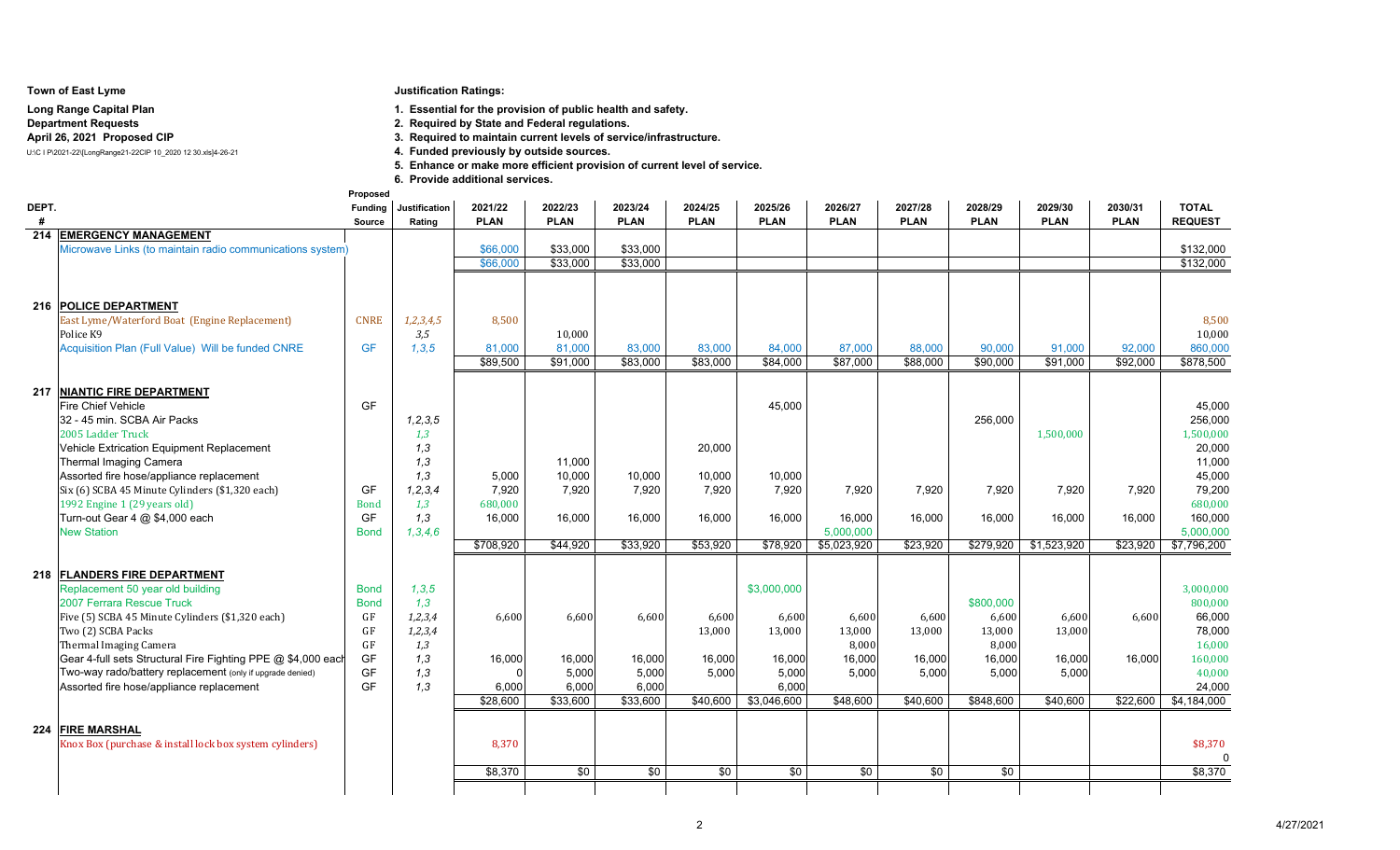**Town of East Lyme**

**Long Range Capital Plan**

**Department Requests**

**April 26, 2021 Proposed CIP**

U:\C I P\2021-22\[LongRange21-22CIP 10_2020 12 30.xls]4-26-21

**Justification Ratings:**

1. **Essential for the provision of public health and safety.**
2. **Required by State and Federal regulations.**
3. **Required to maintain current levels of service/infrastructure.**
4. **Funded previously by outside sources.**
5. **Enhance or make more efficient provision of current level of service.**
6. **Provide additional services.**

| DEPT. # | | Proposed Funding Source | Justification Rating | 2021/22 PLAN | 2022/23 PLAN | 2023/24 PLAN | 2024/25 PLAN | 2025/26 PLAN | 2026/27 PLAN | 2027/28 PLAN | 2028/29 PLAN | 2029/30 PLAN | 2030/31 PLAN | TOTAL REQUEST |
|---|---|---|---|---|---|---|---|---|---|---|---|---|---|---|
| **214** | **EMERGENCY MANAGEMENT** | | | | | | | | | | | | | |
| | Microwave Links (to maintain radio communications system) | | | $66,000 | $33,000 | $33,000 | | | | | | | | $132,000 |
| | | | | $66,000 | $33,000 | $33,000 | | | | | | | | $132,000 |
| **216** | **POLICE DEPARTMENT** | | | | | | | | | | | | | |
| | East Lyme/Waterford Boat (Engine Replacement) | CNRE | 1,2,3,4,5 | 8,500 | | | | | | | | | | 8,500 |
| | Police K9 | | 3,5 | | 10,000 | | | | | | | | | 10,000 |
| | Acquisition Plan (Full Value) Will be funded CNRE | GF | 1,3,5 | 81,000 | 81,000 | 83,000 | 83,000 | 84,000 | 87,000 | 88,000 | 90,000 | 91,000 | 92,000 | 860,000 |
| | | | | $89,500 | $91,000 | $83,000 | $83,000 | $84,000 | $87,000 | $88,000 | $90,000 | $91,000 | $92,000 | $878,500 |
| **217** | **NIANTIC FIRE DEPARTMENT** | | | | | | | | | | | | | |
| | Fire Chief Vehicle | GF | | | | | | 45,000 | | | | | | 45,000 |
| | 32 - 45 min. SCBA Air Packs | | 1,2,3,5 | | | | | | | | 256,000 | | | 256,000 |
| | 2005 Ladder Truck | | 1,3 | | | | | | | | | 1,500,000 | | 1,500,000 |
| | Vehicle Extrication Equipment Replacement | | 1,3 | | | | 20,000 | | | | | | | 20,000 |
| | Thermal Imaging Camera | | 1,3 | | 11,000 | | | | | | | | | 11,000 |
| | Assorted fire hose/appliance replacement | | 1,3 | 5,000 | 10,000 | 10,000 | 10,000 | 10,000 | | | | | | 45,000 |
| | Six (6) SCBA 45 Minute Cylinders ($1,320 each) | GF | 1,2,3,4 | 7,920 | 7,920 | 7,920 | 7,920 | 7,920 | 7,920 | 7,920 | 7,920 | 7,920 | 7,920 | 79,200 |
| | 1992 Engine 1 (29 years old) | Bond | 1,3 | 680,000 | | | | | | | | | | 680,000 |
| | Turn-out Gear 4 @ $4,000 each | GF | 1,3 | 16,000 | 16,000 | 16,000 | 16,000 | 16,000 | 16,000 | 16,000 | 16,000 | 16,000 | 16,000 | 160,000 |
| | New Station | Bond | 1,3,4,6 | | | | | | 5,000,000 | | | | | 5,000,000 |
| | | | | $708,920 | $44,920 | $33,920 | $53,920 | $78,920 | $5,023,920 | $23,920 | $279,920 | $1,523,920 | $23,920 | $7,796,200 |
| **218** | **FLANDERS FIRE DEPARTMENT** | | | | | | | | | | | | | |
| | Replacement 50 year old building | Bond | 1,3,5 | | | | | $3,000,000 | | | | | | 3,000,000 |
| | 2007 Ferrara Rescue Truck | Bond | 1,3 | | | | | | | | $800,000 | | | 800,000 |
| | Five (5) SCBA 45 Minute Cylinders ($1,320 each) | GF | 1,2,3,4 | 6,600 | 6,600 | 6,600 | 6,600 | 6,600 | 6,600 | 6,600 | 6,600 | 6,600 | 6,600 | 66,000 |
| | Two (2) SCBA Packs | GF | 1,2,3,4 | | | | 13,000 | 13,000 | 13,000 | 13,000 | 13,000 | 13,000 | | 78,000 |
| | Thermal Imaging Camera | GF | 1,3 | | | | | | 8,000 | | 8,000 | | | 16,000 |
| | Gear 4-full sets Structural Fire Fighting PPE @ $4,000 each | GF | 1,3 | 16,000 | 16,000 | 16,000 | 16,000 | 16,000 | 16,000 | 16,000 | 16,000 | 16,000 | 16,000 | 160,000 |
| | Two-way rado/battery replacement (only if upgrade denied) | GF | 1,3 | 0 | 5,000 | 5,000 | 5,000 | 5,000 | 5,000 | 5,000 | 5,000 | 5,000 | | 40,000 |
| | Assorted fire hose/appliance replacement | GF | 1,3 | 6,000 | 6,000 | 6,000 | | 6,000 | | | | | | 24,000 |
| | | | | $28,600 | $33,600 | $33,600 | $40,600 | $3,046,600 | $48,600 | $40,600 | $848,600 | $40,600 | $22,600 | $4,184,000 |
| **224** | **FIRE MARSHAL** | | | | | | | | | | | | | |
| | Knox Box (purchase & install lock box system cylinders) | | | 8,370 | | | | | | | | | | $8,370 |
| | | | | | | | | | | | | | | 0 |
| | | | | $8,370 | $0 | $0 | $0 | $0 | $0 | $0 | $0 | | | $8,370 |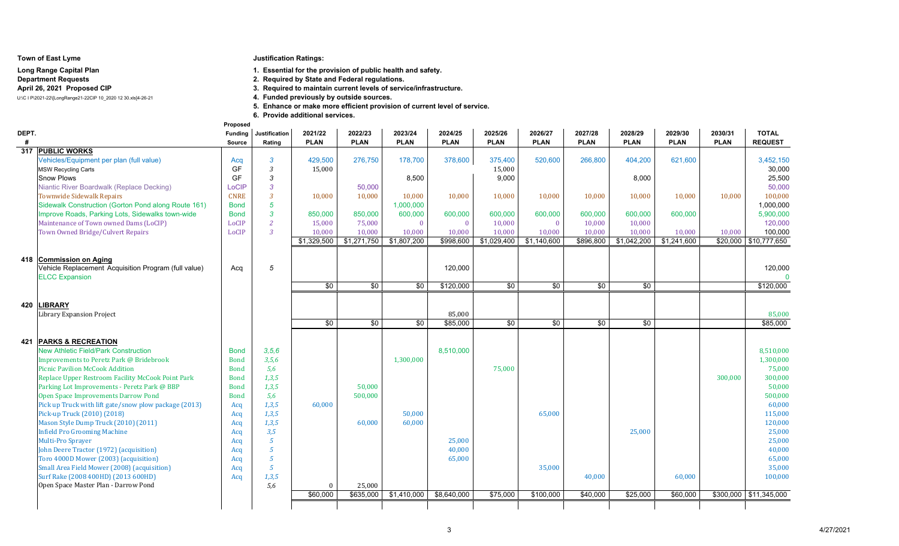**Town of East Lyme**

**Long Range Capital Plan**

**Department Requests**

**April 26, 2021 Proposed CIP**

U:\C I P\2021-22\[LongRange21-22CIP 10_2020 12 30.xls]4-26-21

**Justification Ratings:**

1. **Essential for the provision of public health and safety.**
2. **Required by State and Federal regulations.**
3. **Required to maintain current levels of service/infrastructure.**
4. **Funded previously by outside sources.**
5. **Enhance or make more efficient provision of current level of service.**
6. **Provide additional services.**

| DEPT. # | | Proposed Funding Source | Justification Rating | 2021/22 PLAN | 2022/23 PLAN | 2023/24 PLAN | 2024/25 PLAN | 2025/26 PLAN | 2026/27 PLAN | 2027/28 PLAN | 2028/29 PLAN | 2029/30 PLAN | 2030/31 PLAN | TOTAL REQUEST |
|---|---|---|---|---|---|---|---|---|---|---|---|---|---|---|
| 317 | **PUBLIC WORKS** | | | | | | | | | | | | | |
| | Vehicles/Equipment per plan (full value) | Acq | 3 | 429,500 | 276,750 | 178,700 | 378,600 | 375,400 | 520,600 | 266,800 | 404,200 | 621,600 | | 3,452,150 |
| | MSW Recycling Carts | GF | 3 | 15,000 | | | | 15,000 | | | | | | 30,000 |
| | Snow Plows | GF | 3 | | | 8,500 | | 9,000 | | | 8,000 | | | 25,500 |
| | Niantic River Boardwalk (Replace Decking) | LoCIP | 3 | | 50,000 | | | | | | | | | 50,000 |
| | Townwide Sidewalk Repairs | CNRE | 3 | 10,000 | 10,000 | 10,000 | 10,000 | 10,000 | 10,000 | 10,000 | 10,000 | 10,000 | 10,000 | 100,000 |
| | Sidewalk Construction (Gorton Pond along Route 161) | Bond | 5 | | | 1,000,000 | | | | | | | | 1,000,000 |
| | Improve Roads, Parking Lots, Sidewalks town-wide | Bond | 3 | 850,000 | 850,000 | 600,000 | 600,000 | 600,000 | 600,000 | 600,000 | 600,000 | 600,000 | | 5,900,000 |
| | Maintenance of Town owned Dams (LoCIP) | LoCIP | 2 | 15,000 | 75,000 | 0 | 0 | 10,000 | 0 | 10,000 | 10,000 | | | 120,000 |
| | Town Owned Bridge/Culvert Repairs | LoCIP | 3 | 10,000 | 10,000 | 10,000 | 10,000 | 10,000 | 10,000 | 10,000 | 10,000 | 10,000 | 10,000 | 100,000 |
| | | | | $1,329,500 | $1,271,750 | $1,807,200 | $998,600 | $1,029,400 | $1,140,600 | $896,800 | $1,042,200 | $1,241,600 | $20,000 | $10,777,650 |
| 418 | **Commission on Aging** | | | | | | | | | | | | | |
| | Vehicle Replacement Acquisition Program (full value) | Acq | 5 | | | | 120,000 | | | | | | | 120,000 |
| | ELCC Expansion | | | | | | | | | | | | | 0 |
| | | | | $0 | $0 | $0 | $120,000 | $0 | $0 | $0 | $0 | | | $120,000 |
| 420 | **LIBRARY** | | | | | | | | | | | | | |
| | Library Expansion Project | | | | | | 85,000 | | | | | | | 85,000 |
| | | | | $0 | $0 | $0 | $85,000 | $0 | $0 | $0 | $0 | | | $85,000 |
| 421 | **PARKS & RECREATION** | | | | | | | | | | | | | |
| | New Athletic Field/Park Construction | Bond | 3,5,6 | | | | 8,510,000 | | | | | | | 8,510,000 |
| | Improvements to Peretz Park @ Bridebrook | Bond | 3,5,6 | | | 1,300,000 | | | | | | | | 1,300,000 |
| | Picnic Pavilion McCook Addition | Bond | 5,6 | | | | | 75,000 | | | | | | 75,000 |
| | Replace Upper Restroom Facility McCook Point Park | Bond | 1,3,5 | | | | | | | | | | 300,000 | 300,000 |
| | Parking Lot Improvements - Peretz Park @ BBP | Bond | 1,3,5 | | 50,000 | | | | | | | | | 50,000 |
| | Open Space Improvements Darrow Pond | Bond | 5,6 | | 500,000 | | | | | | | | | 500,000 |
| | Pick up Truck with lift gate/snow plow package (2013) | Acq | 1,3,5 | 60,000 | | | | | | | | | | 60,000 |
| | Pick-up Truck (2010) (2018) | Acq | 1,3,5 | | | 50,000 | | | 65,000 | | | | | 115,000 |
| | Mason Style Dump Truck (2010) (2011) | Acq | 1,3,5 | | 60,000 | 60,000 | | | | | | | | 120,000 |
| | Infield Pro Grooming Machine | Acq | 3,5 | | | | | | | | 25,000 | | | 25,000 |
| | Multi-Pro Sprayer | Acq | 5 | | | | 25,000 | | | | | | | 25,000 |
| | John Deere Tractor (1972) (acquisition) | Acq | 5 | | | | 40,000 | | | | | | | 40,000 |
| | Toro 4000D Mower (2003) (acquisition) | Acq | 5 | | | | 65,000 | | | | | | | 65,000 |
| | Small Area Field Mower (2008) (acquisition) | Acq | 5 | | | | | | 35,000 | | | | | 35,000 |
| | Surf Rake (2008 400HD) (2013 600HD) | Acq | 1,3,5 | | | | | | | 40,000 | | 60,000 | | 100,000 |
| | Open Space Master Plan - Darrow Pond | | 5,6 | 0 | 25,000 | | | | | | | | | |
| | | | | $60,000 | $635,000 | $1,410,000 | $8,640,000 | $75,000 | $100,000 | $40,000 | $25,000 | $60,000 | $300,000 | $11,345,000 |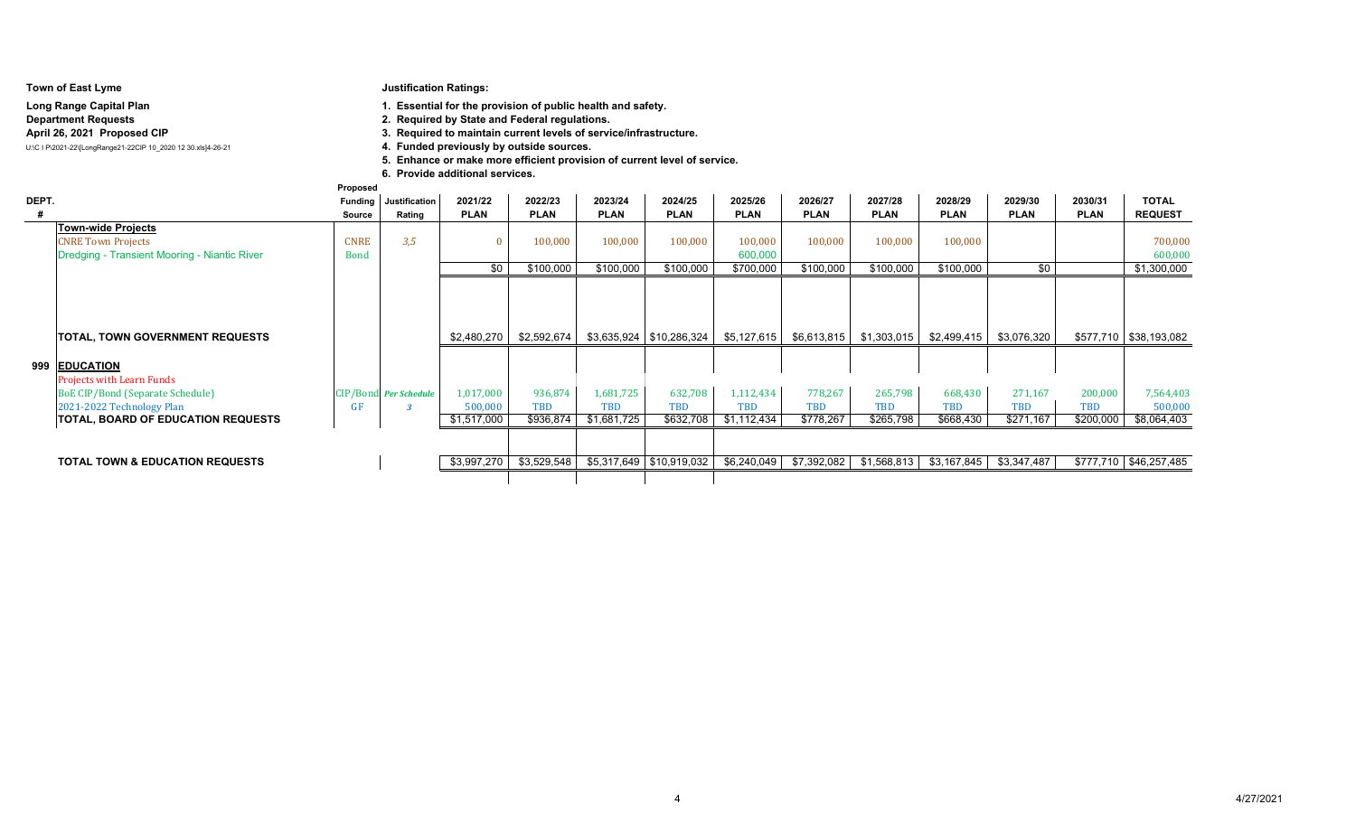**Town of East Lyme**

**Long Range Capital Plan**

**Department Requests**

**April 26, 2021 Proposed CIP**

U:\C I P\2021-22\[LongRange21-22CIP 10_2020 12 30.xls]4-26-21

**Justification Ratings:**

1. **Essential for the provision of public health and safety.**
2. **Required by State and Federal regulations.**
3. **Required to maintain current levels of service/infrastructure.**
4. **Funded previously by outside sources.**
5. **Enhance or make more efficient provision of current level of service.**
6. **Provide additional services.**

| DEPT. # | | Proposed Funding Source | Justification Rating | 2021/22 PLAN | 2022/23 PLAN | 2023/24 PLAN | 2024/25 PLAN | 2025/26 PLAN | 2026/27 PLAN | 2027/28 PLAN | 2028/29 PLAN | 2029/30 PLAN | 2030/31 PLAN | TOTAL REQUEST |
|---|---|---|---|---|---|---|---|---|---|---|---|---|---|---|
| | **Town-wide Projects** | | | | | | | | | | | | | |
| | CNRE Town Projects | CNRE | 3,5 | 0 | 100,000 | 100,000 | 100,000 | 100,000 | 100,000 | 100,000 | 100,000 | | | 700,000 |
| | Dredging - Transient Mooring - Niantic River | Bond | | | | | | 600,000 | | | | | | 600,000 |
| | | | | $0 | $100,000 | $100,000 | $100,000 | $700,000 | $100,000 | $100,000 | $100,000 | $0 | | $1,300,000 |
| | **TOTAL, TOWN GOVERNMENT REQUESTS** | | | $2,480,270 | $2,592,674 | $3,635,924 | $10,286,324 | $5,127,615 | $6,613,815 | $1,303,015 | $2,499,415 | $3,076,320 | $577,710 | $38,193,082 |
| 999 | **EDUCATION** | | | | | | | | | | | | | |
| | Projects with Learn Funds | | | | | | | | | | | | | |
| | BoE CIP/Bond (Separate Schedule) | CIP/Bond | *Per Schedule* | 1,017,000 | 936,874 | 1,681,725 | 632,708 | 1,112,434 | 778,267 | 265,798 | 668,430 | 271,167 | 200,000 | 7,564,403 |
| | 2021-2022 Technology Plan | GF | *3* | 500,000 | TBD | TBD | TBD | TBD | TBD | TBD | TBD | TBD | TBD | 500,000 |
| | **TOTAL, BOARD OF EDUCATION REQUESTS** | | | $1,517,000 | $936,874 | $1,681,725 | $632,708 | $1,112,434 | $778,267 | $265,798 | $668,430 | $271,167 | $200,000 | $8,064,403 |
| | **TOTAL TOWN & EDUCATION REQUESTS** | | | $3,997,270 | $3,529,548 | $5,317,649 | $10,919,032 | $6,240,049 | $7,392,082 | $1,568,813 | $3,167,845 | $3,347,487 | $777,710 | $46,257,485 |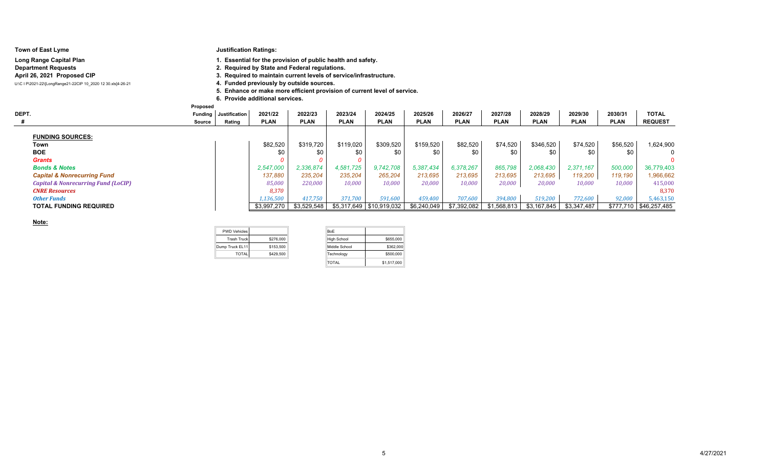**Town of East Lyme**

**Long Range Capital Plan**

**Department Requests**

**April 26, 2021 Proposed CIP**

U:\C I P\2021-22\[LongRange21-22CIP 10_2020 12 30.xls]4-26-21

**Justification Ratings:**

1. **Essential for the provision of public health and safety.**
2. **Required by State and Federal regulations.**
3. **Required to maintain current levels of service/infrastructure.**
4. **Funded previously by outside sources.**
5. **Enhance or make more efficient provision of current level of service.**
6. **Provide additional services.**

| DEPT. # | Proposed Funding Source | Justification Rating | 2021/22 PLAN | 2022/23 PLAN | 2023/24 PLAN | 2024/25 PLAN | 2025/26 PLAN | 2026/27 PLAN | 2027/28 PLAN | 2028/29 PLAN | 2029/30 PLAN | 2030/31 PLAN | TOTAL REQUEST |
|---|---|---|---|---|---|---|---|---|---|---|---|---|---|
| **FUNDING SOURCES:** | | | | | | | | | | | | | |
| **Town** | | | $82,520 | $319,720 | $119,020 | $309,520 | $159,520 | $82,520 | $74,520 | $346,520 | $74,520 | $56,520 | 1,624,900 |
| **BOE** | | | $0 | $0 | $0 | $0 | $0 | $0 | $0 | $0 | $0 | $0 | 0 |
| ***Grants*** | | | *0* | *0* | *0* | | | | | | | | 0 |
| ***Bonds & Notes*** | | | *2,547,000* | *2,336,874* | *4,581,725* | *9,742,708* | *5,387,434* | *6,378,267* | *865,798* | *2,068,430* | *2,371,167* | *500,000* | 36,779,403 |
| ***Capital & Nonrecurring Fund*** | | | *137,880* | *235,204* | *235,204* | *265,204* | *213,695* | *213,695* | *213,695* | *213,695* | *119,200* | *119,190* | 1,966,662 |
| ***Capital & Nonrecurring Fund (LoCIP)*** | | | *85,000* | *220,000* | *10,000* | *10,000* | *20,000* | *10,000* | *20,000* | *20,000* | *10,000* | *10,000* | 415,000 |
| ***CNRE Resources*** | | | *8,370* | | | | | | | | | | 8,370 |
| ***Other Funds*** | | | *1,136,500* | *417,750* | *371,700* | *591,600* | *459,400* | *707,600* | *394,800* | *519,200* | *772,600* | *92,000* | 5,463,150 |
| **TOTAL FUNDING REQUIRED** | | | $3,997,270 | $3,529,548 | $5,317,649 | $10,919,032 | $6,240,049 | $7,392,082 | $1,568,813 | $3,167,845 | $3,347,487 | $777,710 | $46,257,485 |

**Note:**

| PWD Vehicles | |
|---|---|
| Trash Truck | $276,000 |
| Dump Truck EL11 | $153,500 |
| TOTAL | $429,500 |

| BoE | |
|---|---|
| High School | $655,000 |
| Middle School | $362,000 |
| Technology | $500,000 |
| TOTAL | $1,517,000 |

4/27/2021